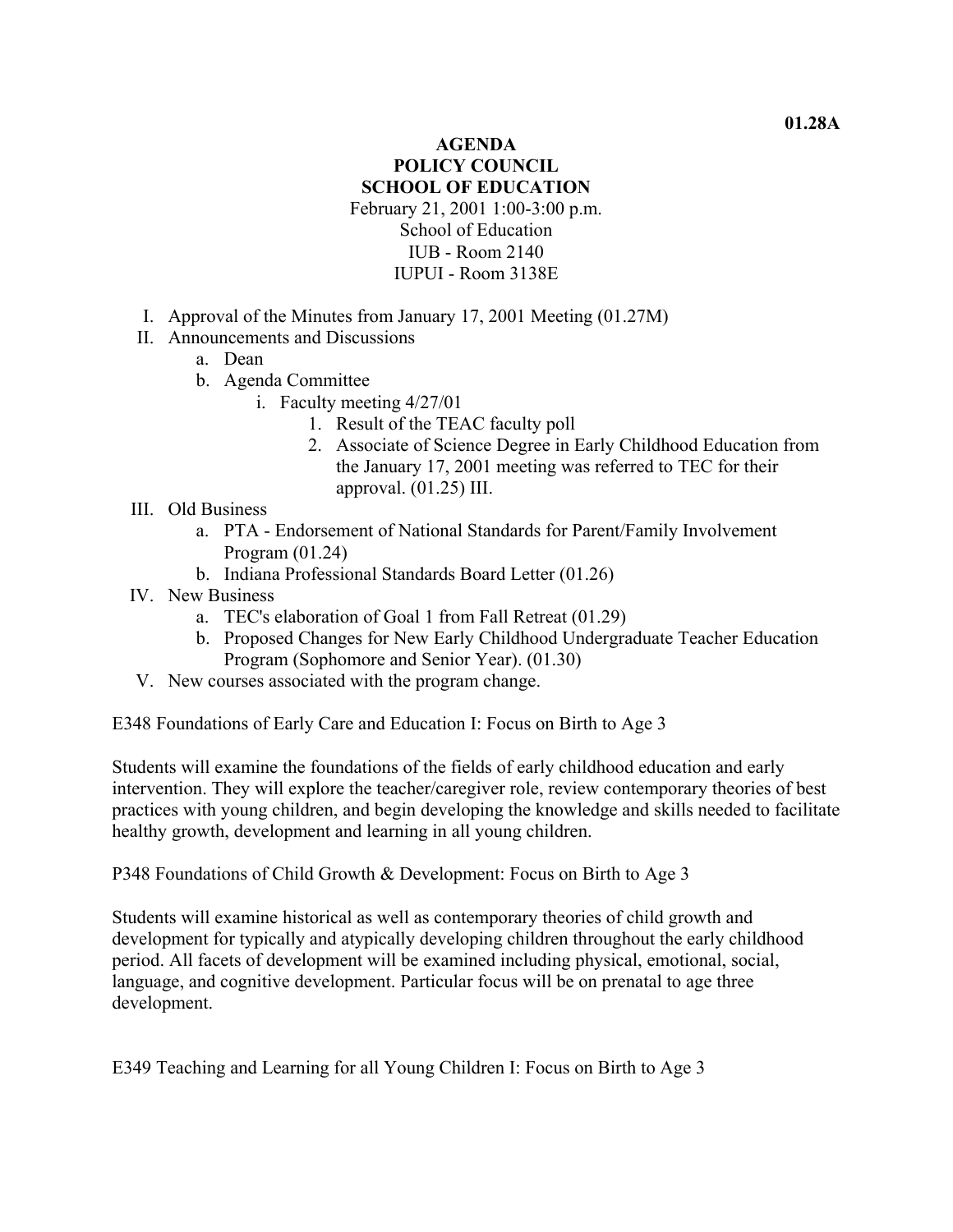**01.28A**

# AGENDA
# POLICY COUNCIL
# SCHOOL OF EDUCATION

February 21, 2001 1:00-3:00 p.m.
School of Education
IUB - Room 2140
IUPUI - Room 3138E

I. Approval of the Minutes from January 17, 2001 Meeting (01.27M)
II. Announcements and Discussions
    a. Dean
    b. Agenda Committee
        i. Faculty meeting 4/27/01
            1. Result of the TEAC faculty poll
            2. Associate of Science Degree in Early Childhood Education from the January 17, 2001 meeting was referred to TEC for their approval. (01.25) III.
III. Old Business
    a. PTA - Endorsement of National Standards for Parent/Family Involvement Program (01.24)
    b. Indiana Professional Standards Board Letter (01.26)
IV. New Business
    a. TEC's elaboration of Goal 1 from Fall Retreat (01.29)
    b. Proposed Changes for New Early Childhood Undergraduate Teacher Education Program (Sophomore and Senior Year). (01.30)
V. New courses associated with the program change.

E348 Foundations of Early Care and Education I: Focus on Birth to Age 3

Students will examine the foundations of the fields of early childhood education and early intervention. They will explore the teacher/caregiver role, review contemporary theories of best practices with young children, and begin developing the knowledge and skills needed to facilitate healthy growth, development and learning in all young children.

P348 Foundations of Child Growth & Development: Focus on Birth to Age 3

Students will examine historical as well as contemporary theories of child growth and development for typically and atypically developing children throughout the early childhood period. All facets of development will be examined including physical, emotional, social, language, and cognitive development. Particular focus will be on prenatal to age three development.

E349 Teaching and Learning for all Young Children I: Focus on Birth to Age 3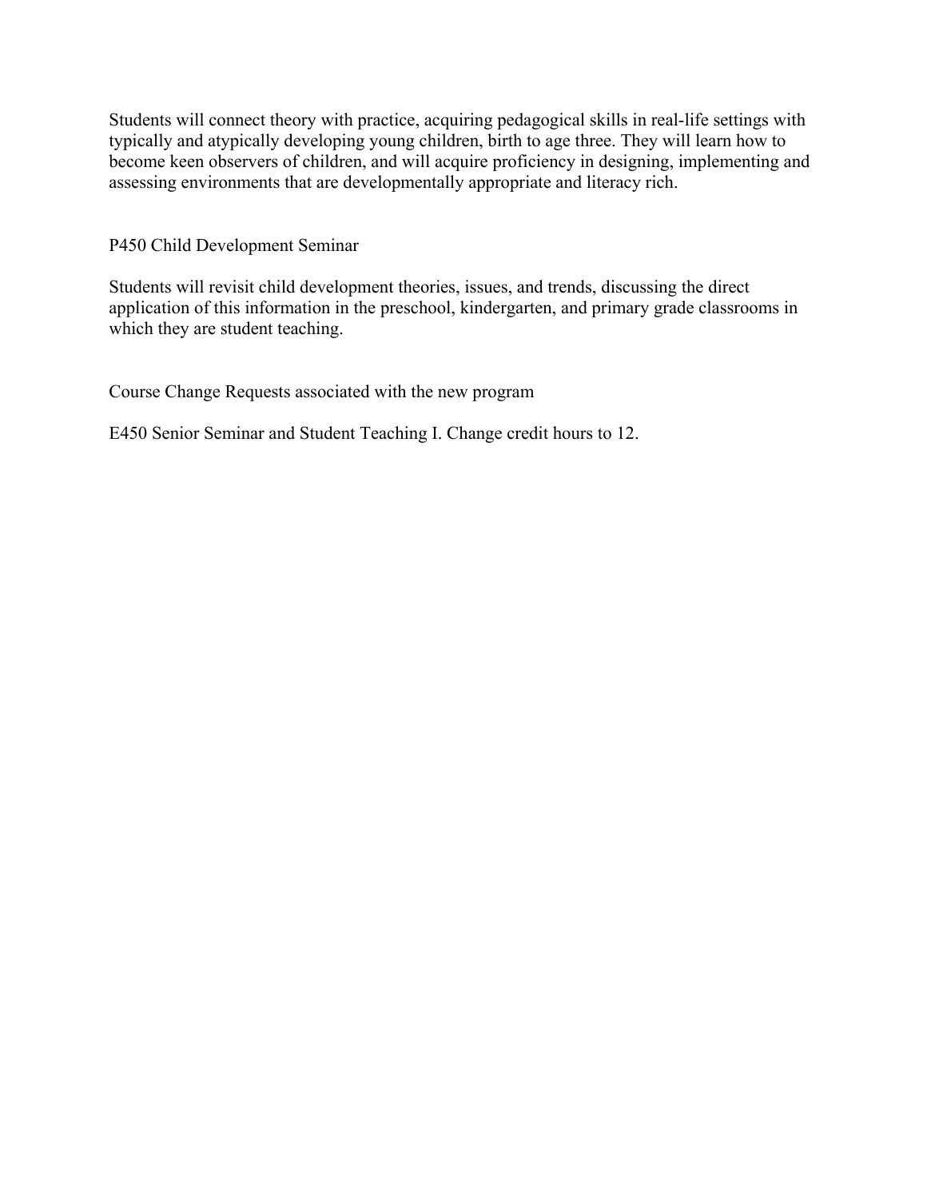Students will connect theory with practice, acquiring pedagogical skills in real-life settings with typically and atypically developing young children, birth to age three. They will learn how to become keen observers of children, and will acquire proficiency in designing, implementing and assessing environments that are developmentally appropriate and literacy rich.

P450 Child Development Seminar

Students will revisit child development theories, issues, and trends, discussing the direct application of this information in the preschool, kindergarten, and primary grade classrooms in which they are student teaching.

Course Change Requests associated with the new program

E450 Senior Seminar and Student Teaching I. Change credit hours to 12.